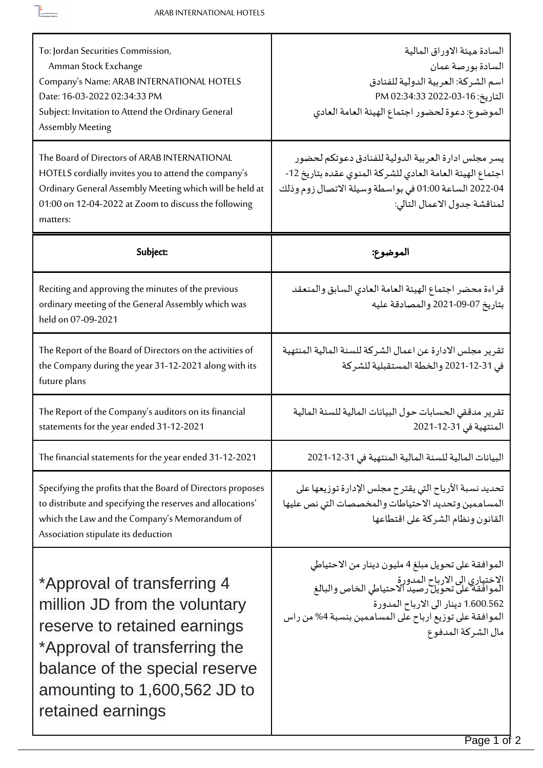| To: Jordan Securities Commission,<br>Amman Stock Exchange<br>Company's Name: ARAB INTERNATIONAL HOTELS<br>Date: 16-03-2022 02:34:33 PM<br>Subject: Invitation to Attend the Ordinary General Assembly Meeting | السادة هيئة الاوراق المالية<br>السادة بورصة عمان<br>اسم الشركة: العربية الدولية للفنادق<br>التاريخ: 16-03-2022 02:34:33 PM<br>الموضوع: دعوة لحضور اجتماع الهيئة العامة العادي |
|---|---|
| The Board of Directors of ARAB INTERNATIONAL HOTELS cordially invites you to attend the company's Ordinary General Assembly Meeting which will be held at 01:00 on 12-04-2022 at Zoom to discuss the following matters: | يسر مجلس ادارة العربية الدولية للفنادق دعوتكم لحضور اجتماع الهيئة العامة العادي للشركة المنوي عقده بتاريخ 12-04-2022 الساعة 01:00 في بواسطة وسيلة الاتصال زوم وذلك لمناقشة جدول الاعمال التالي: |

| Subject: | الموضوع: |
|---|---|
| Reciting and approving the minutes of the previous ordinary meeting of the General Assembly which was held on 07-09-2021 | قراءة محضر اجتماع الهيئة العامة العادي السابق والمنعقد بتاريخ 07-09-2021 والمصادقة عليه |
| The Report of the Board of Directors on the activities of the Company during the year 31-12-2021 along with its future plans | تقرير مجلس الادارة عن اعمال الشركة للسنة المالية المنتهية في 31-12-2021 والخطة المستقبلية للشركة |
| The Report of the Company's auditors on its financial statements for the year ended 31-12-2021 | تقرير مدققي الحسابات حول البيانات المالية للسنة المالية المنتهية في 31-12-2021 |
| The financial statements for the year ended 31-12-2021 | البيانات المالية للسنة المالية المنتهية في 31-12-2021 |
| Specifying the profits that the Board of Directors proposes to distribute and specifying the reserves and allocations' which the Law and the Company's Memorandum of Association stipulate its deduction | تحديد نسبة الأرباح التي يقترح مجلس الإدارة توزيعها على المساهمين وتحديد الاحتياطات والمخصصات التي نص عليها القانون ونظام الشركة على اقتطاعها |
| *Approval of transferring 4 million JD from the voluntary reserve to retained earnings<br>*Approval of transferring the balance of the special reserve amounting to 1,600,562 JD to retained earnings | الموافقة على تحويل مبلغ 4 مليون دينار من الاحتياطي الاختياري الى الارباح المدورة<br>الموافقة على تحويل رصيد الاحتياطي الخاص والبالغ 1.600.562 دينار الى الارباح المدورة<br>الموافقة على توزيع ارباح على المساهمين بنسبة 4% من راس مال الشركة المدفوع |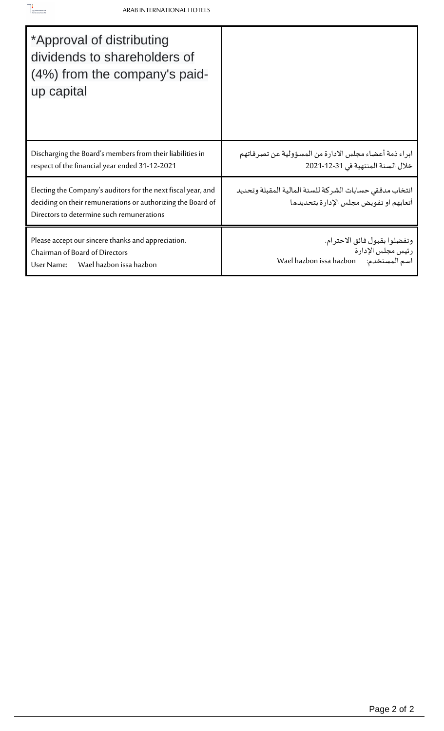| | |
|---|---|
| *Approval of distributing dividends to shareholders of (4%) from the company's paid-up capital | |
| Discharging the Board's members from their liabilities in respect of the financial year ended 31-12-2021 | ابراء ذمة أعضاء مجلس الادارة من المسؤولية عن تصرفاتهم خلال السنة المنتهية في 31-12-2021 |
| Electing the Company's auditors for the next fiscal year, and deciding on their remunerations or authorizing the Board of Directors to determine such remunerations | انتخاب مدققي حسابات الشركة للسنة المالية المقبلة وتحديد أتعابهم او تفويض مجلس الإدارة بتحديدها |
| Please accept our sincere thanks and appreciation.<br>Chairman of Board of Directors<br>User Name: Wael hazbon issa hazbon | وتفضلوا بقبول فائق الاحترام.<br>رئيس مجلس الإدارة<br>اسم المستخدم: Wael hazbon issa hazbon |